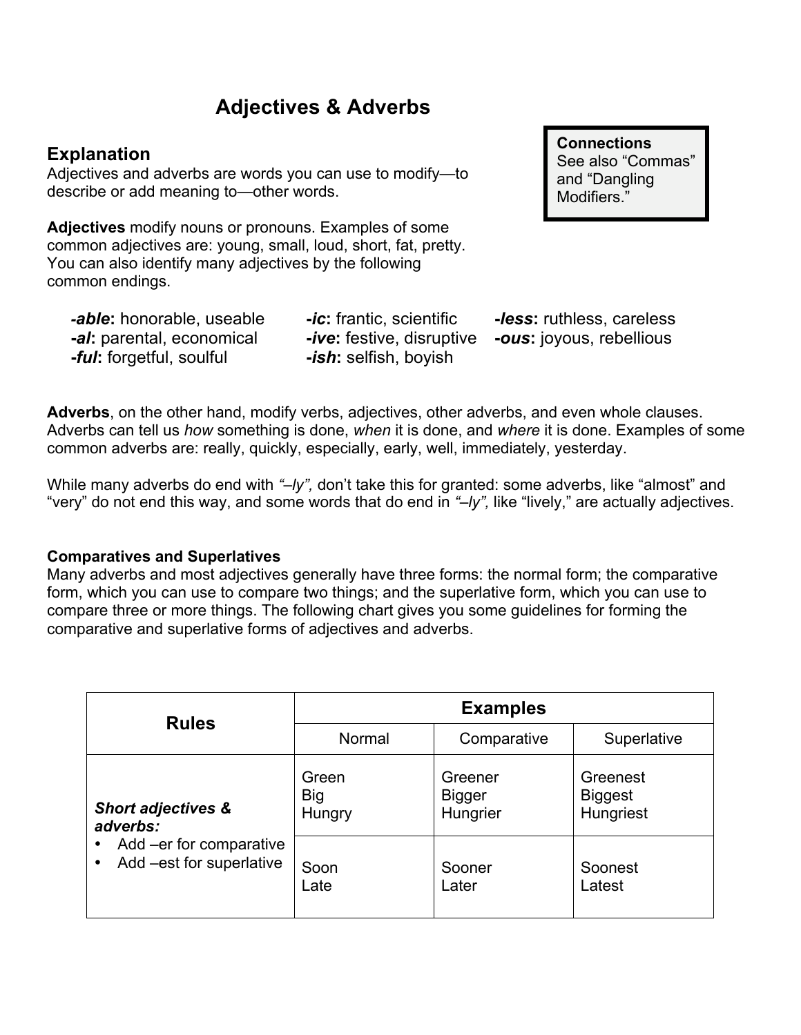# Adjectives & Adverbs

> **Connections**
> See also "Commas" and "Dangling Modifiers."

## Explanation

Adjectives and adverbs are words you can use to modify—to describe or add meaning to—other words.

**Adjectives** modify nouns or pronouns. Examples of some common adjectives are: young, small, loud, short, fat, pretty. You can also identify many adjectives by the following common endings.

***-able***: honorable, useable
***-al***: parental, economical
***-ful***: forgetful, soulful
***-ic***: frantic, scientific
***-ive***: festive, disruptive
***-ish***: selfish, boyish
***-less***: ruthless, careless
***-ous***: joyous, rebellious

**Adverbs**, on the other hand, modify verbs, adjectives, other adverbs, and even whole clauses. Adverbs can tell us *how* something is done, *when* it is done, and *where* it is done. Examples of some common adverbs are: really, quickly, especially, early, well, immediately, yesterday.

While many adverbs do end with *"–ly",* don't take this for granted: some adverbs, like "almost" and "very" do not end this way, and some words that do end in *"–ly",* like "lively," are actually adjectives.

**Comparatives and Superlatives**

Many adverbs and most adjectives generally have three forms: the normal form; the comparative form, which you can use to compare two things; and the superlative form, which you can use to compare three or more things. The following chart gives you some guidelines for forming the comparative and superlative forms of adjectives and adverbs.

| Rules | Examples | | |
|---|---|---|---|
| | Normal | Comparative | Superlative |
| ***Short adjectives & adverbs:***<br>• Add –er for comparative<br>• Add –est for superlative | Green<br>Big<br>Hungry | Greener<br>Bigger<br>Hungrier | Greenest<br>Biggest<br>Hungriest |
| | Soon<br>Late | Sooner<br>Later | Soonest<br>Latest |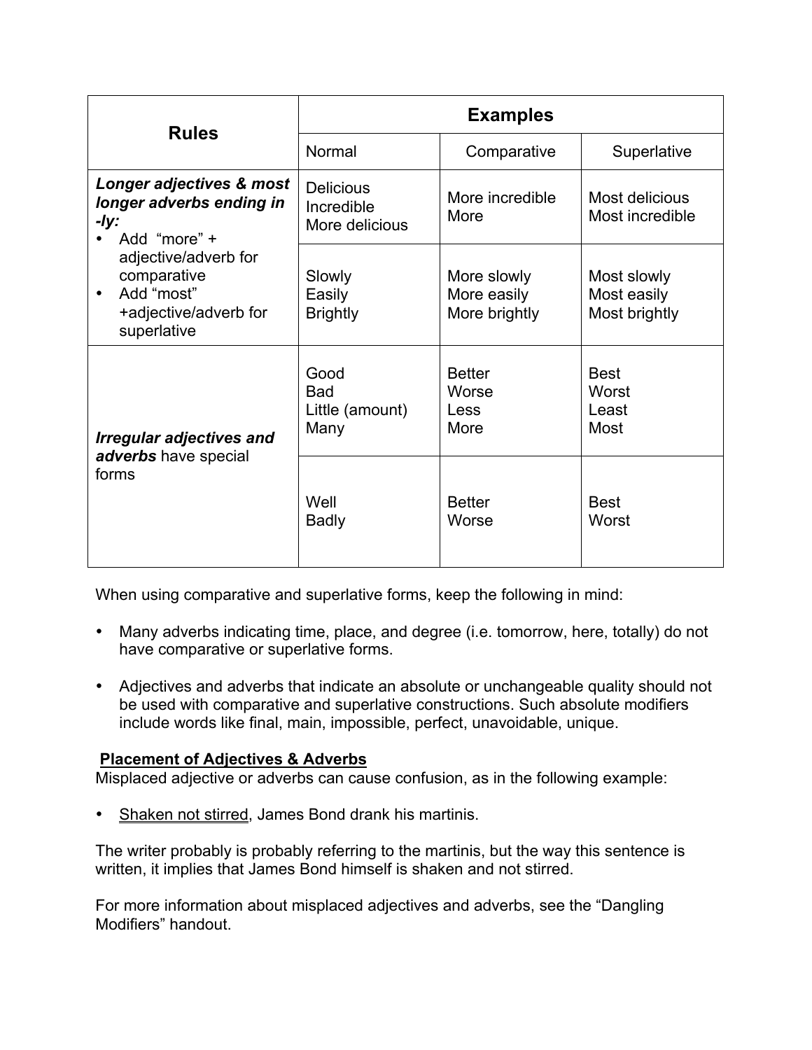| Rules | Examples | | |
|---|---|---|---|
| | Normal | Comparative | Superlative |
| ***Longer adjectives & most longer adverbs ending in -ly:*** <br>• Add "more" + adjective/adverb for comparative <br>• Add "most" +adjective/adverb for superlative | Delicious<br>Incredible<br>More delicious | More incredible<br>More | Most delicious<br>Most incredible |
| | Slowly<br>Easily<br>Brightly | More slowly<br>More easily<br>More brightly | Most slowly<br>Most easily<br>Most brightly |
| ***Irregular adjectives and adverbs*** have special forms | Good<br>Bad<br>Little (amount)<br>Many | Better<br>Worse<br>Less<br>More | Best<br>Worst<br>Least<br>Most |
| | Well<br>Badly | Better<br>Worse | Best<br>Worst |

When using comparative and superlative forms, keep the following in mind:

- Many adverbs indicating time, place, and degree (i.e. tomorrow, here, totally) do not have comparative or superlative forms.

- Adjectives and adverbs that indicate an absolute or unchangeable quality should not be used with comparative and superlative constructions. Such absolute modifiers include words like final, main, impossible, perfect, unavoidable, unique.

**Placement of Adjectives & Adverbs**

Misplaced adjective or adverbs can cause confusion, as in the following example:

- Shaken not stirred, James Bond drank his martinis.

The writer probably is probably referring to the martinis, but the way this sentence is written, it implies that James Bond himself is shaken and not stirred.

For more information about misplaced adjectives and adverbs, see the "Dangling Modifiers" handout.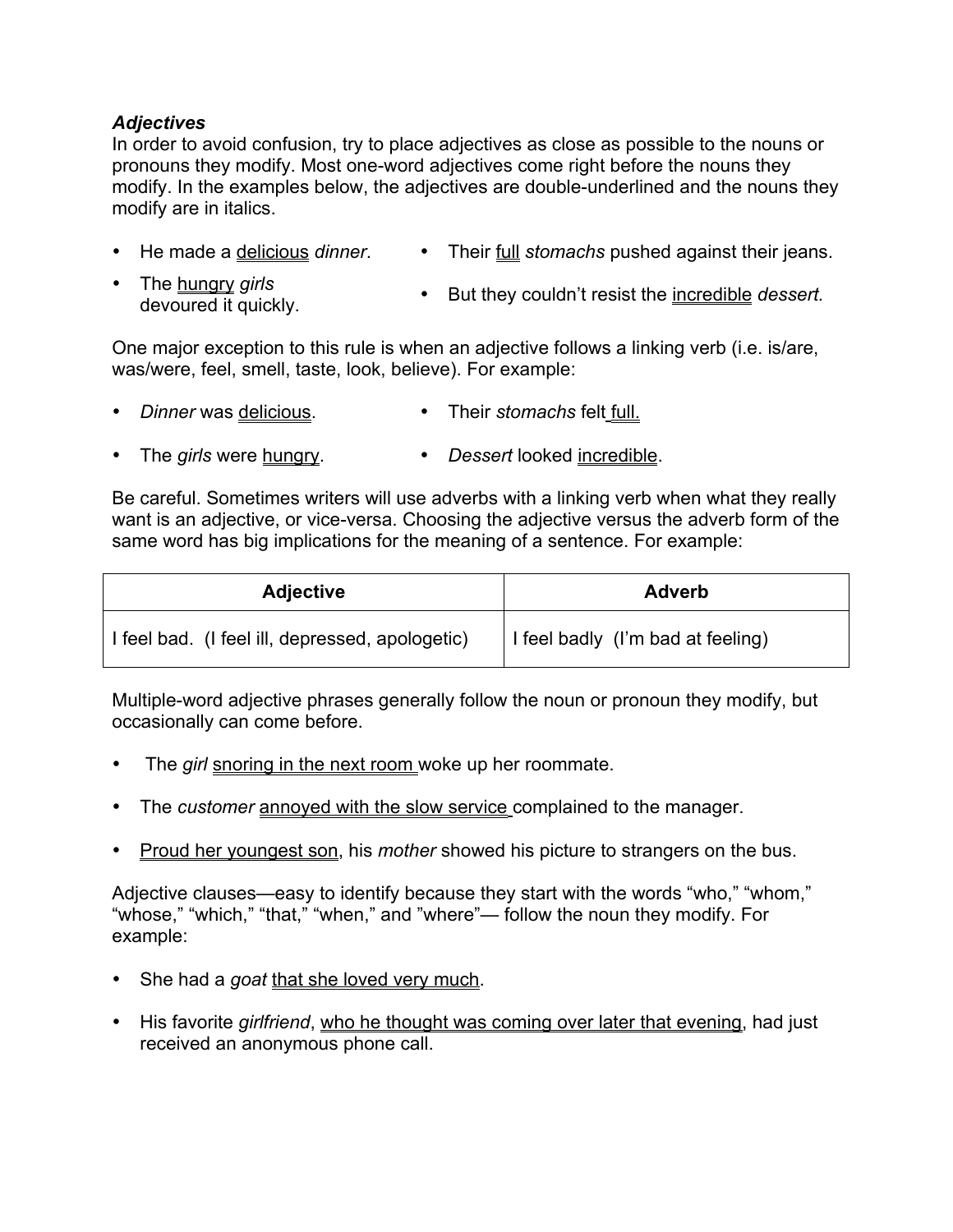### *Adjectives*

In order to avoid confusion, try to place adjectives as close as possible to the nouns or pronouns they modify. Most one-word adjectives come right before the nouns they modify. In the examples below, the adjectives are double-underlined and the nouns they modify are in italics.

- He made a delicious *dinner*.
- The hungry *girls* devoured it quickly.
- Their full *stomachs* pushed against their jeans.
- But they couldn't resist the incredible *dessert.*

One major exception to this rule is when an adjective follows a linking verb (i.e. is/are, was/were, feel, smell, taste, look, believe). For example:

- *Dinner* was delicious.
- The *girls* were hungry.
- Their *stomachs* felt full.
- *Dessert* looked incredible.

Be careful. Sometimes writers will use adverbs with a linking verb when what they really want is an adjective, or vice-versa. Choosing the adjective versus the adverb form of the same word has big implications for the meaning of a sentence. For example:

| Adjective | Adverb |
|---|---|
| I feel bad. (I feel ill, depressed, apologetic) | I feel badly (I'm bad at feeling) |

Multiple-word adjective phrases generally follow the noun or pronoun they modify, but occasionally can come before.

- The *girl* snoring in the next room woke up her roommate.
- The *customer* annoyed with the slow service complained to the manager.
- Proud her youngest son, his *mother* showed his picture to strangers on the bus.

Adjective clauses—easy to identify because they start with the words "who," "whom," "whose," "which," "that," "when," and "where"— follow the noun they modify. For example:

- She had a *goat* that she loved very much.
- His favorite *girlfriend*, who he thought was coming over later that evening, had just received an anonymous phone call.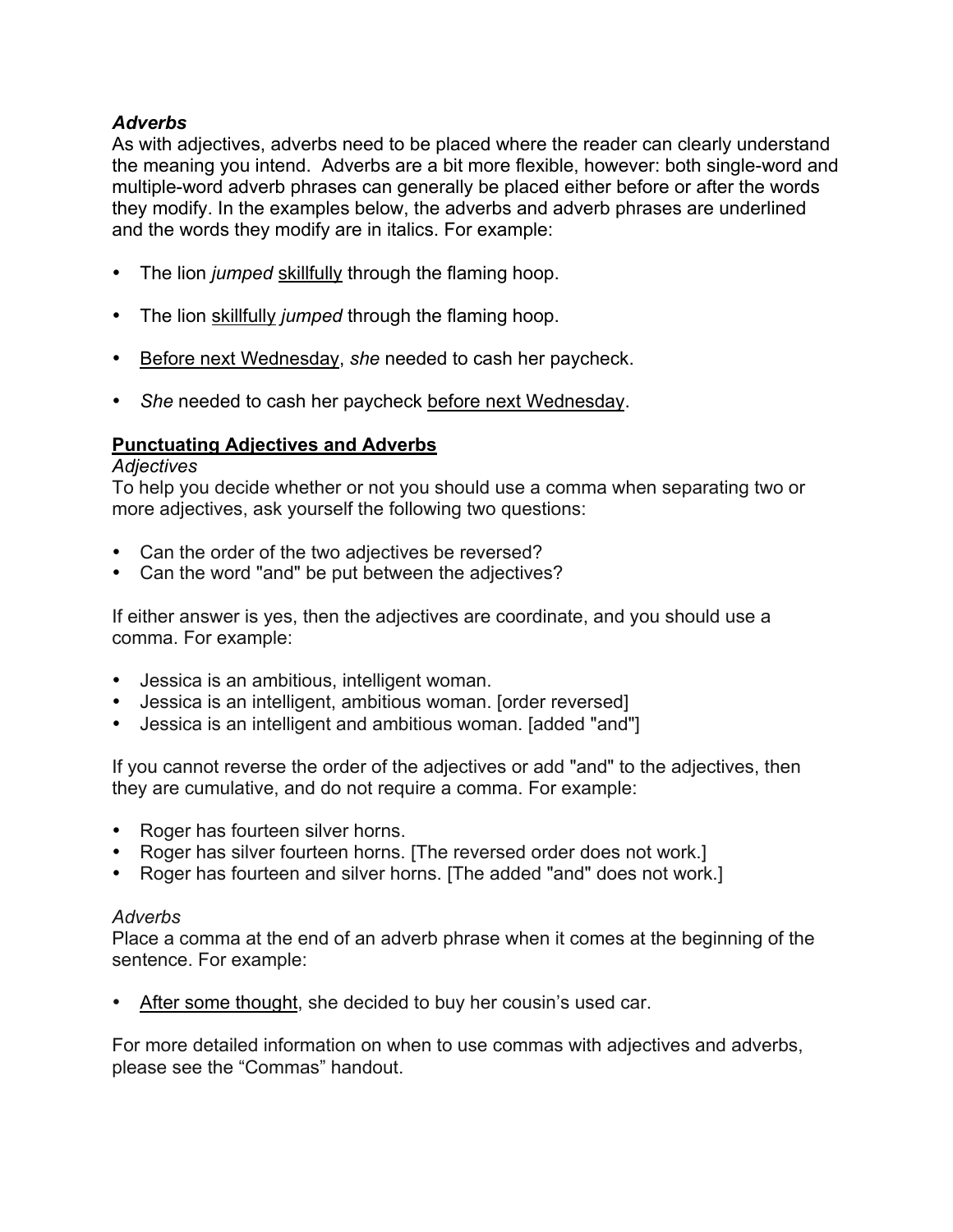### *Adverbs*

As with adjectives, adverbs need to be placed where the reader can clearly understand the meaning you intend. Adverbs are a bit more flexible, however: both single-word and multiple-word adverb phrases can generally be placed either before or after the words they modify. In the examples below, the adverbs and adverb phrases are underlined and the words they modify are in italics. For example:

- The lion *jumped* <u>skillfully</u> through the flaming hoop.
- The lion <u>skillfully</u> *jumped* through the flaming hoop.
- <u>Before next Wednesday</u>, *she* needed to cash her paycheck.
- *She* needed to cash her paycheck <u>before next Wednesday</u>.

## <u>**Punctuating Adjectives and Adverbs**</u>

*Adjectives*

To help you decide whether or not you should use a comma when separating two or more adjectives, ask yourself the following two questions:

- Can the order of the two adjectives be reversed?
- Can the word "and" be put between the adjectives?

If either answer is yes, then the adjectives are coordinate, and you should use a comma. For example:

- Jessica is an ambitious, intelligent woman.
- Jessica is an intelligent, ambitious woman. [order reversed]
- Jessica is an intelligent and ambitious woman. [added "and"]

If you cannot reverse the order of the adjectives or add "and" to the adjectives, then they are cumulative, and do not require a comma. For example:

- Roger has fourteen silver horns.
- Roger has silver fourteen horns. [The reversed order does not work.]
- Roger has fourteen and silver horns. [The added "and" does not work.]

*Adverbs*

Place a comma at the end of an adverb phrase when it comes at the beginning of the sentence. For example:

- <u>After some thought</u>, she decided to buy her cousin's used car.

For more detailed information on when to use commas with adjectives and adverbs, please see the "Commas" handout.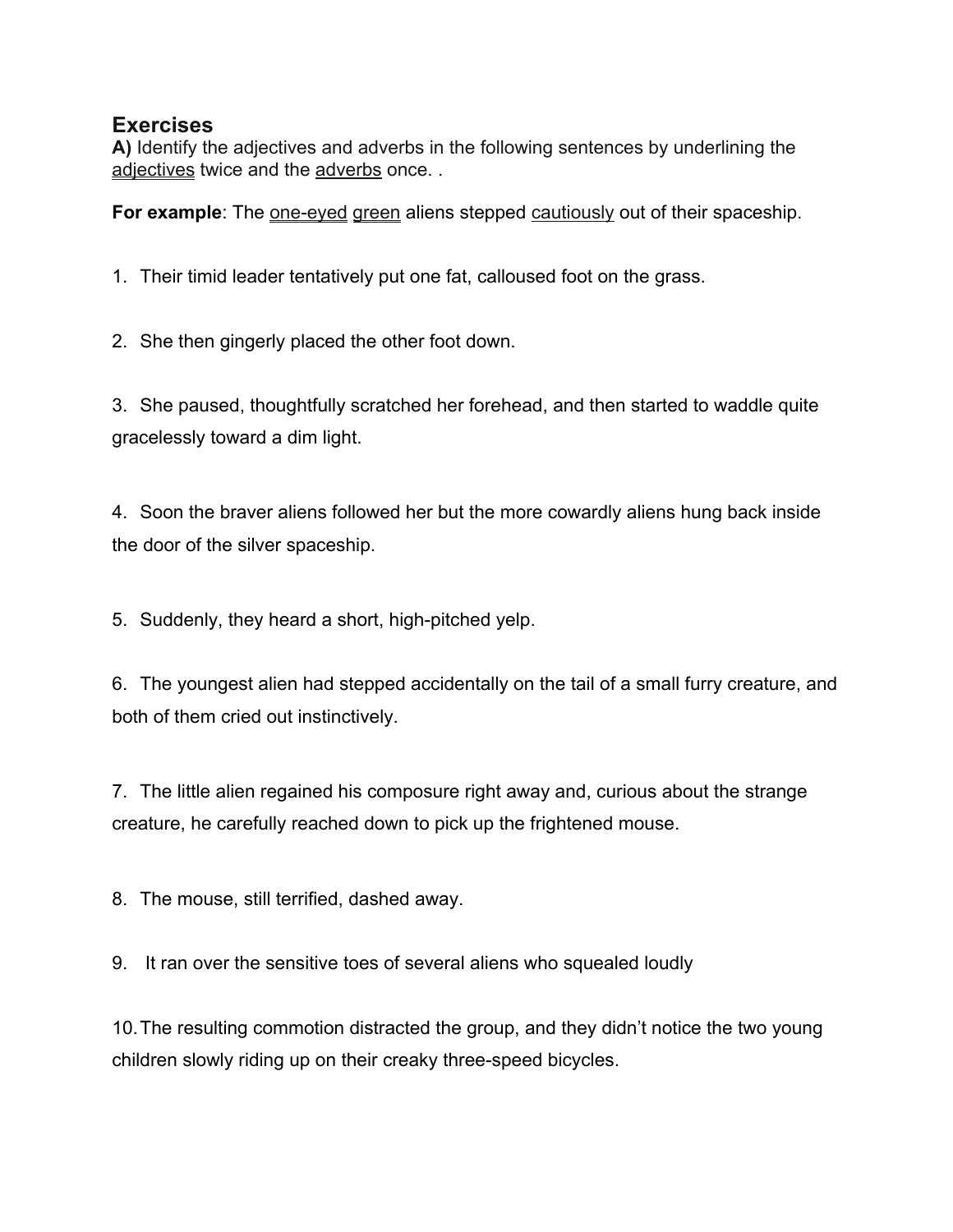## Exercises

**A)** Identify the adjectives and adverbs in the following sentences by underlining the <u>adjectives</u> twice and the <u>adverbs</u> once. .

**For example**: The <u>one-eyed</u> <u>green</u> aliens stepped <u>cautiously</u> out of their spaceship.

1. Their timid leader tentatively put one fat, calloused foot on the grass.

2. She then gingerly placed the other foot down.

3. She paused, thoughtfully scratched her forehead, and then started to waddle quite gracelessly toward a dim light.

4. Soon the braver aliens followed her but the more cowardly aliens hung back inside the door of the silver spaceship.

5. Suddenly, they heard a short, high-pitched yelp.

6. The youngest alien had stepped accidentally on the tail of a small furry creature, and both of them cried out instinctively.

7. The little alien regained his composure right away and, curious about the strange creature, he carefully reached down to pick up the frightened mouse.

8. The mouse, still terrified, dashed away.

9. It ran over the sensitive toes of several aliens who squealed loudly

10. The resulting commotion distracted the group, and they didn't notice the two young children slowly riding up on their creaky three-speed bicycles.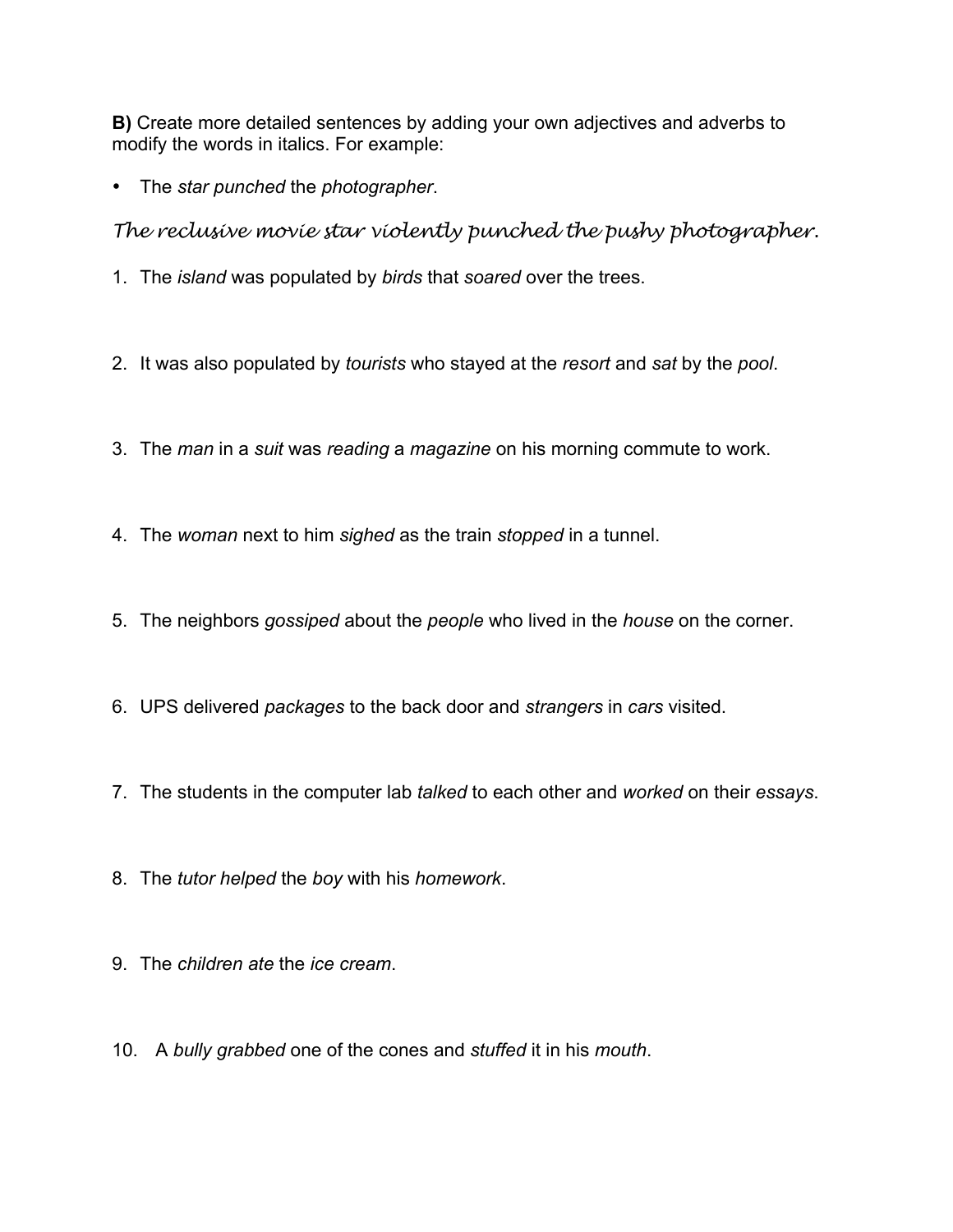**B)** Create more detailed sentences by adding your own adjectives and adverbs to modify the words in italics. For example:

- The *star punched* the *photographer*.

*The reclusive movie star violently punched the pushy photographer.*

1. The *island* was populated by *birds* that *soared* over the trees.

2. It was also populated by *tourists* who stayed at the *resort* and *sat* by the *pool*.

3. The *man* in a *suit* was *reading* a *magazine* on his morning commute to work.

4. The *woman* next to him *sighed* as the train *stopped* in a tunnel.

5. The neighbors *gossiped* about the *people* who lived in the *house* on the corner.

6. UPS delivered *packages* to the back door and *strangers* in *cars* visited.

7. The students in the computer lab *talked* to each other and *worked* on their *essays*.

8. The *tutor helped* the *boy* with his *homework*.

9. The *children ate* the *ice cream*.

10. A *bully grabbed* one of the cones and *stuffed* it in his *mouth*.